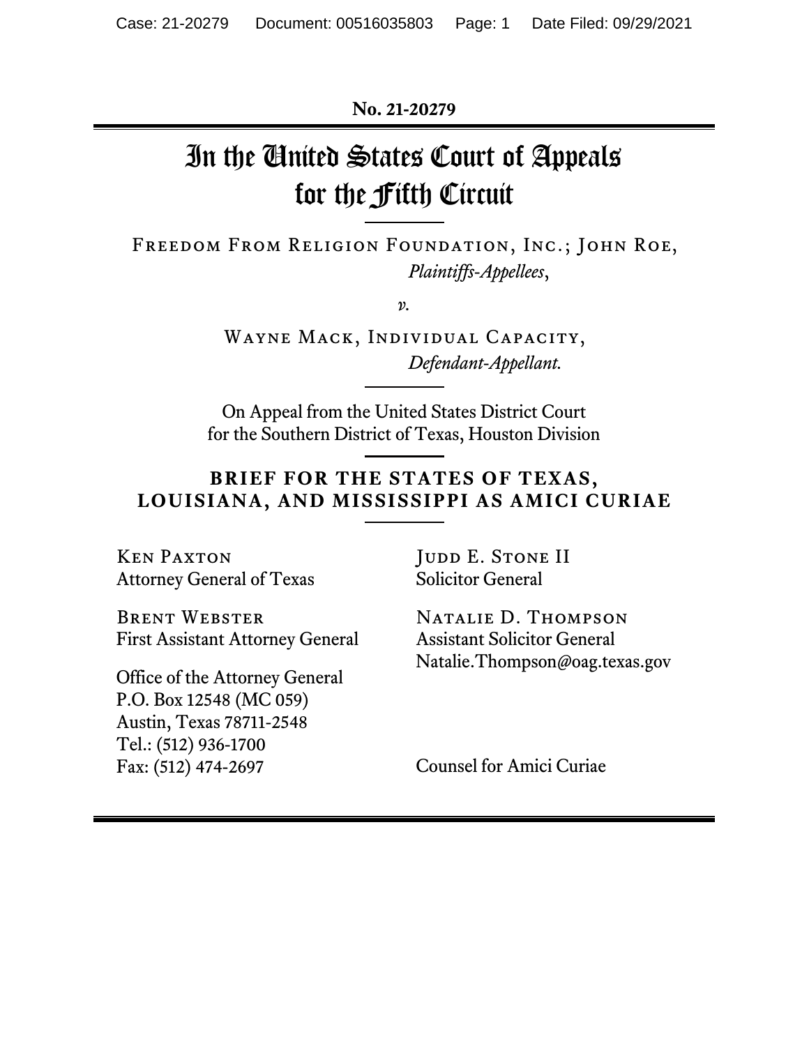**No. 21-20279**

# In the United States Court of Appeals for the Fifth Circuit

FREEDOM FROM RELIGION FOUNDATION, INC.; JOHN ROE,
*Plaintiffs-Appellees*,

*v.*

WAYNE MACK, INDIVIDUAL CAPACITY,
*Defendant-Appellant.*

On Appeal from the United States District Court
for the Southern District of Texas, Houston Division

## BRIEF FOR THE STATES OF TEXAS, LOUISIANA, AND MISSISSIPPI AS AMICI CURIAE

KEN PAXTON
Attorney General of Texas

BRENT WEBSTER
First Assistant Attorney General

Office of the Attorney General
P.O. Box 12548 (MC 059)
Austin, Texas 78711-2548
Tel.: (512) 936-1700
Fax: (512) 474-2697

JUDD E. STONE II
Solicitor General

NATALIE D. THOMPSON
Assistant Solicitor General
Natalie.Thompson@oag.texas.gov

Counsel for Amici Curiae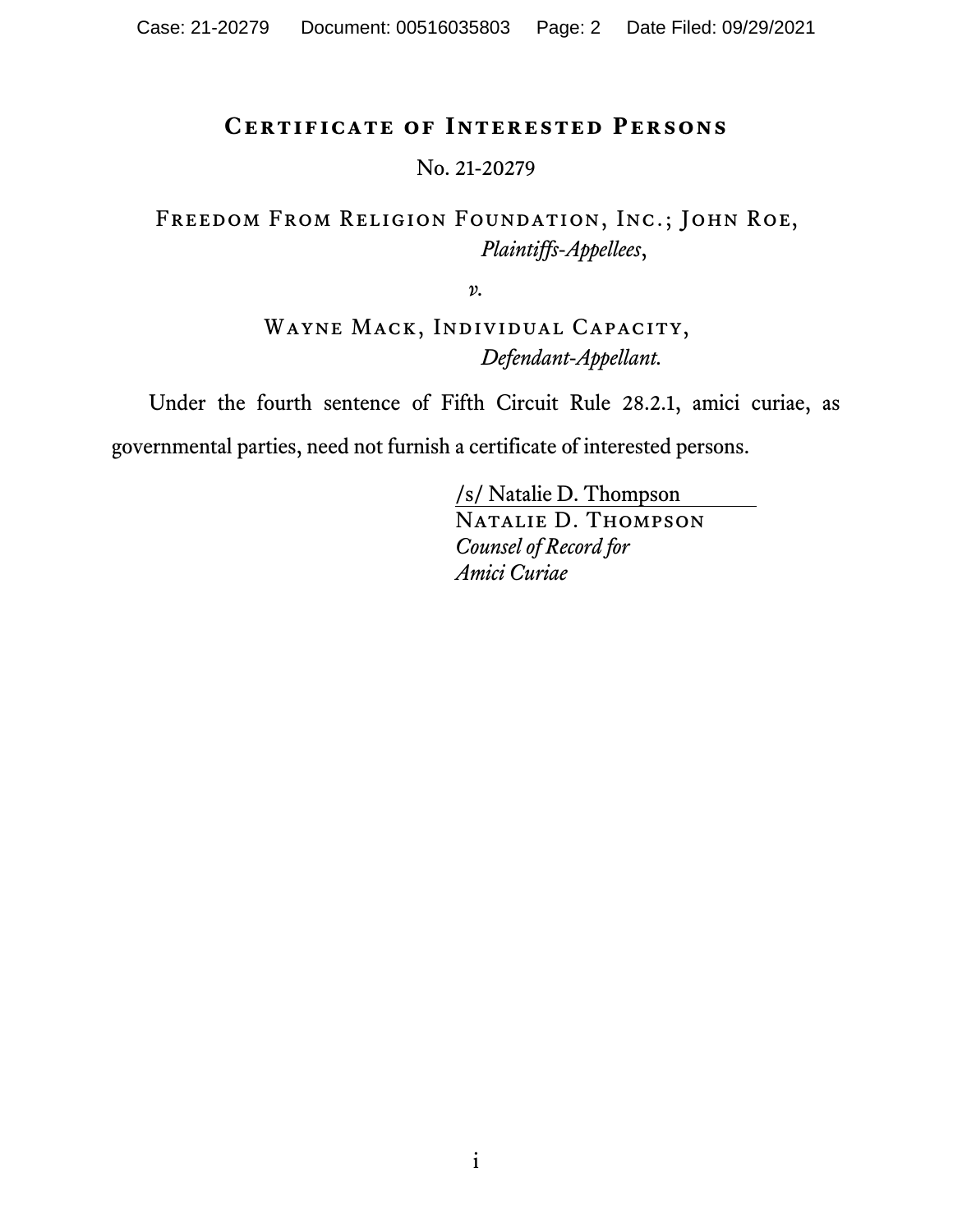# Certificate of Interested Persons

No. 21-20279

Freedom From Religion Foundation, Inc.; John Roe,
*Plaintiffs-Appellees*,

*v.*

Wayne Mack, Individual Capacity,
*Defendant-Appellant.*

Under the fourth sentence of Fifth Circuit Rule 28.2.1, amici curiae, as governmental parties, need not furnish a certificate of interested persons.

/s/ Natalie D. Thompson
Natalie D. Thompson
*Counsel of Record for*
*Amici Curiae*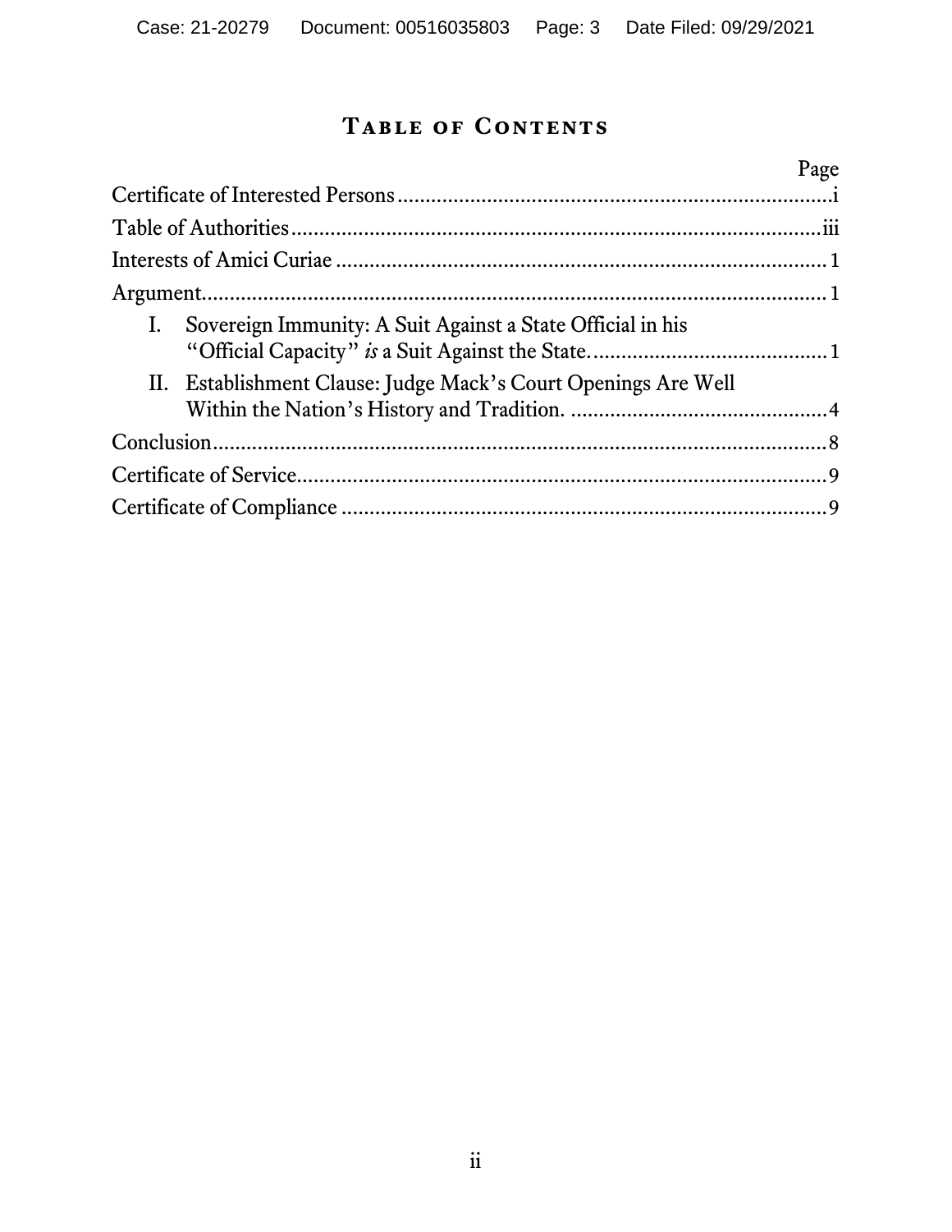# Table of Contents

| | Page |
|---|---|
| Certificate of Interested Persons | i |
| Table of Authorities | iii |
| Interests of Amici Curiae | 1 |
| Argument | 1 |
| I. Sovereign Immunity: A Suit Against a State Official in his "Official Capacity" *is* a Suit Against the State. | 1 |
| II. Establishment Clause: Judge Mack's Court Openings Are Well Within the Nation's History and Tradition. | 4 |
| Conclusion | 8 |
| Certificate of Service | 9 |
| Certificate of Compliance | 9 |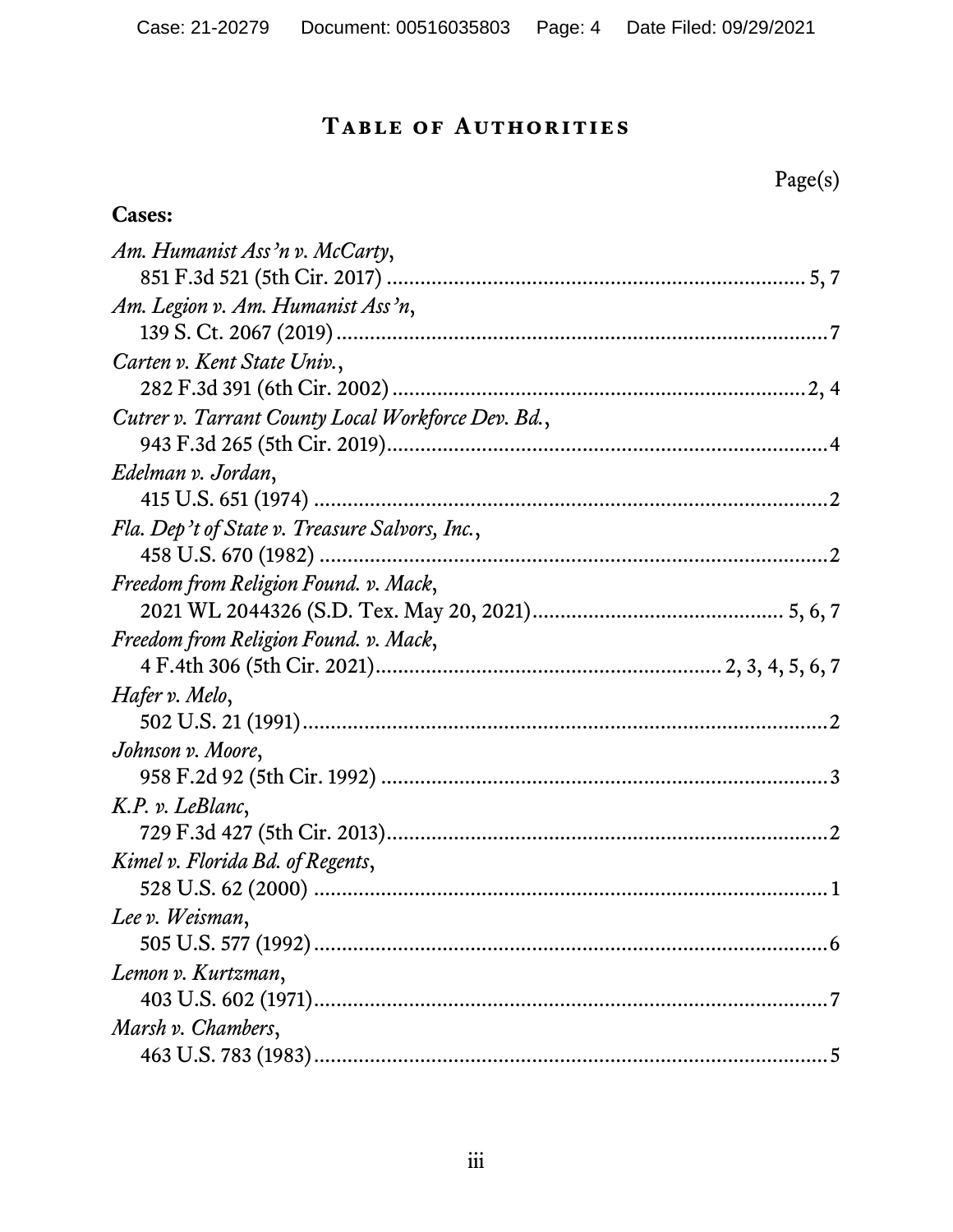# Table of Authorities

Page(s)

**Cases:**

*Am. Humanist Ass'n v. McCarty*,
851 F.3d 521 (5th Cir. 2017) .......... 5, 7

*Am. Legion v. Am. Humanist Ass'n*,
139 S. Ct. 2067 (2019) .......... 7

*Carten v. Kent State Univ.*,
282 F.3d 391 (6th Cir. 2002) .......... 2, 4

*Cutrer v. Tarrant County Local Workforce Dev. Bd.*,
943 F.3d 265 (5th Cir. 2019) .......... 4

*Edelman v. Jordan*,
415 U.S. 651 (1974) .......... 2

*Fla. Dep't of State v. Treasure Salvors, Inc.*,
458 U.S. 670 (1982) .......... 2

*Freedom from Religion Found. v. Mack*,
2021 WL 2044326 (S.D. Tex. May 20, 2021) .......... 5, 6, 7

*Freedom from Religion Found. v. Mack*,
4 F.4th 306 (5th Cir. 2021) .......... 2, 3, 4, 5, 6, 7

*Hafer v. Melo*,
502 U.S. 21 (1991) .......... 2

*Johnson v. Moore*,
958 F.2d 92 (5th Cir. 1992) .......... 3

*K.P. v. LeBlanc*,
729 F.3d 427 (5th Cir. 2013) .......... 2

*Kimel v. Florida Bd. of Regents*,
528 U.S. 62 (2000) .......... 1

*Lee v. Weisman*,
505 U.S. 577 (1992) .......... 6

*Lemon v. Kurtzman*,
403 U.S. 602 (1971) .......... 7

*Marsh v. Chambers*,
463 U.S. 783 (1983) .......... 5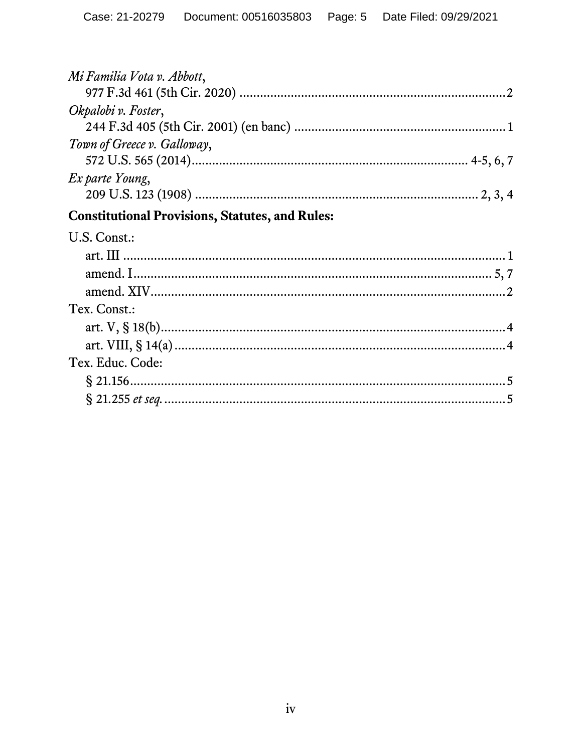*Mi Familia Vota v. Abbott*,
977 F.3d 461 (5th Cir. 2020) ............................................................................2

*Okpalobi v. Foster*,
244 F.3d 405 (5th Cir. 2001) (en banc) .............................................................1

*Town of Greece v. Galloway*,
572 U.S. 565 (2014)............................................................................... 4-5, 6, 7

*Ex parte Young*,
209 U.S. 123 (1908) ................................................................................. 2, 3, 4

**Constitutional Provisions, Statutes, and Rules:**

U.S. Const.:

art. III .................................................................................................................1

amend. I.........................................................................................................5, 7

amend. XIV........................................................................................................2

Tex. Const.:

art. V, § 18(b)......................................................................................................4

art. VIII, § 14(a) ..................................................................................................4

Tex. Educ. Code:

§ 21.156...............................................................................................................5

§ 21.255 *et seq.* ....................................................................................................5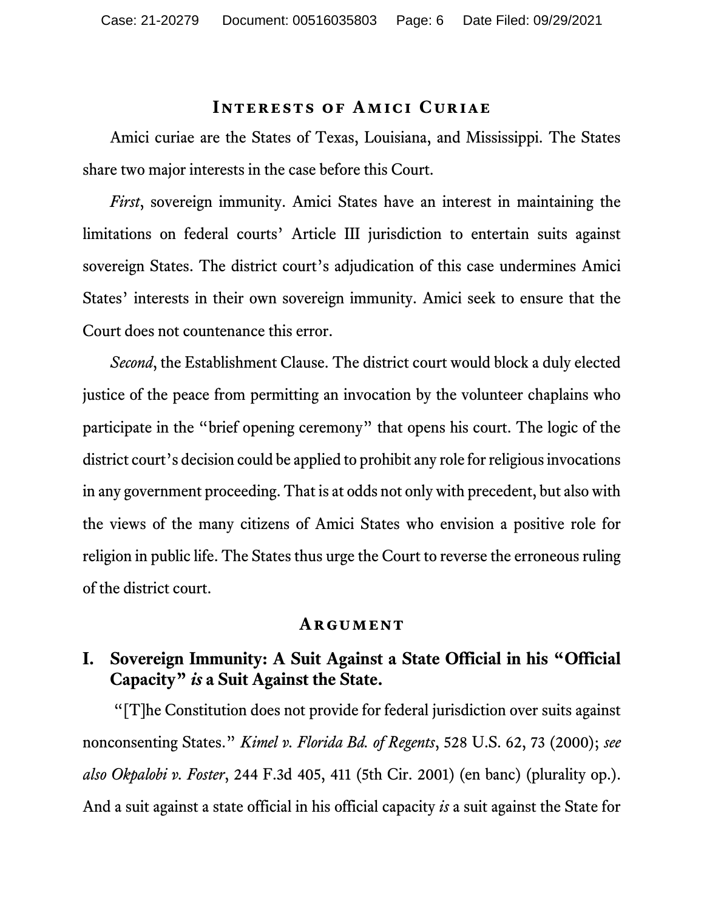## Interests of Amici Curiae

Amici curiae are the States of Texas, Louisiana, and Mississippi. The States share two major interests in the case before this Court.

*First*, sovereign immunity. Amici States have an interest in maintaining the limitations on federal courts' Article III jurisdiction to entertain suits against sovereign States. The district court's adjudication of this case undermines Amici States' interests in their own sovereign immunity. Amici seek to ensure that the Court does not countenance this error.

*Second*, the Establishment Clause. The district court would block a duly elected justice of the peace from permitting an invocation by the volunteer chaplains who participate in the "brief opening ceremony" that opens his court. The logic of the district court's decision could be applied to prohibit any role for religious invocations in any government proceeding. That is at odds not only with precedent, but also with the views of the many citizens of Amici States who envision a positive role for religion in public life. The States thus urge the Court to reverse the erroneous ruling of the district court.

## Argument

### I. Sovereign Immunity: A Suit Against a State Official in his "Official Capacity" *is* a Suit Against the State.

"[T]he Constitution does not provide for federal jurisdiction over suits against nonconsenting States." *Kimel v. Florida Bd. of Regents*, 528 U.S. 62, 73 (2000); *see also Okpalobi v. Foster*, 244 F.3d 405, 411 (5th Cir. 2001) (en banc) (plurality op.). And a suit against a state official in his official capacity *is* a suit against the State for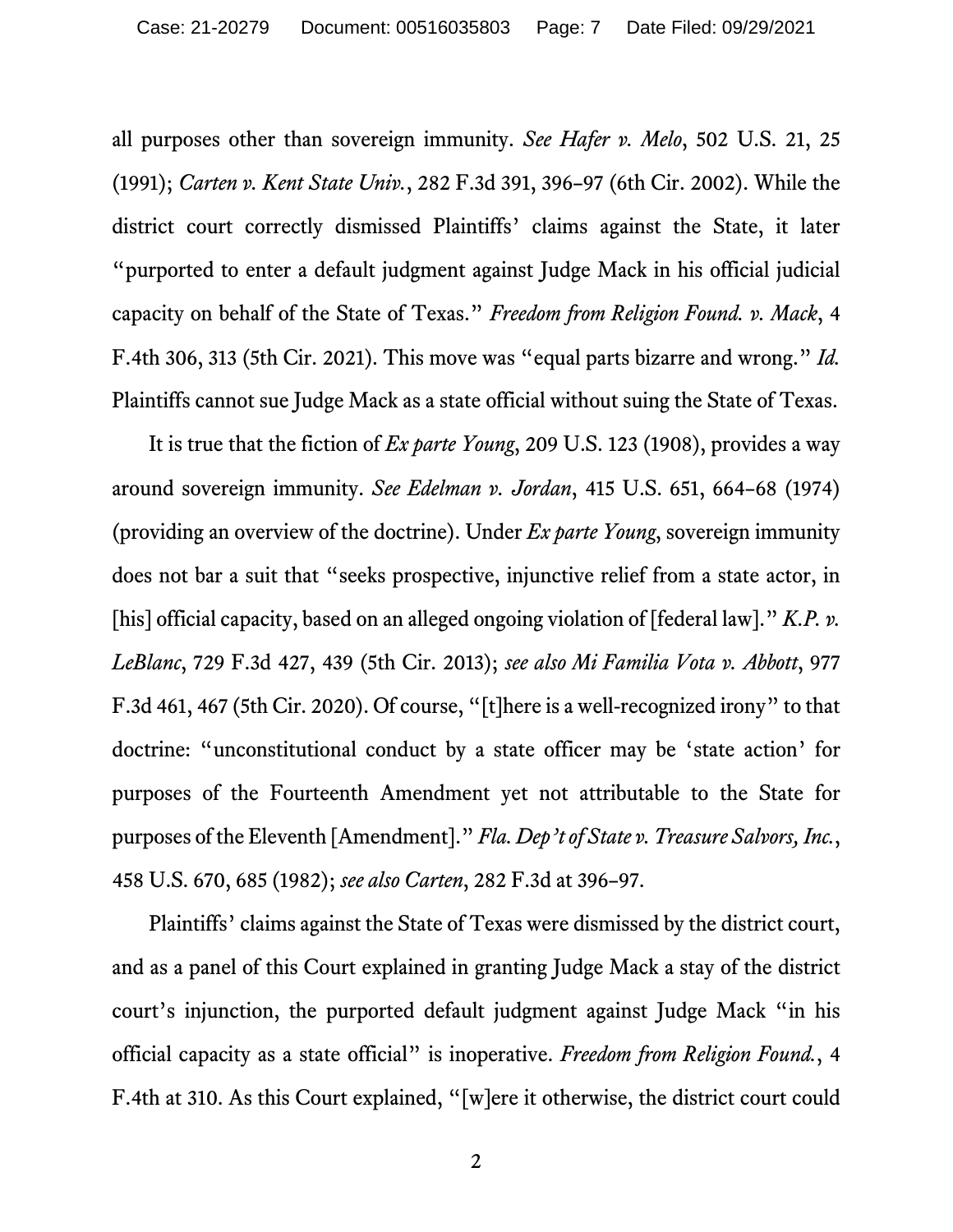all purposes other than sovereign immunity. *See Hafer v. Melo*, 502 U.S. 21, 25 (1991); *Carten v. Kent State Univ.*, 282 F.3d 391, 396–97 (6th Cir. 2002). While the district court correctly dismissed Plaintiffs' claims against the State, it later "purported to enter a default judgment against Judge Mack in his official judicial capacity on behalf of the State of Texas." *Freedom from Religion Found. v. Mack*, 4 F.4th 306, 313 (5th Cir. 2021). This move was "equal parts bizarre and wrong." *Id.* Plaintiffs cannot sue Judge Mack as a state official without suing the State of Texas.

It is true that the fiction of *Ex parte Young*, 209 U.S. 123 (1908), provides a way around sovereign immunity. *See Edelman v. Jordan*, 415 U.S. 651, 664–68 (1974) (providing an overview of the doctrine). Under *Ex parte Young*, sovereign immunity does not bar a suit that "seeks prospective, injunctive relief from a state actor, in [his] official capacity, based on an alleged ongoing violation of [federal law]." *K.P. v. LeBlanc*, 729 F.3d 427, 439 (5th Cir. 2013); *see also Mi Familia Vota v. Abbott*, 977 F.3d 461, 467 (5th Cir. 2020). Of course, "[t]here is a well-recognized irony" to that doctrine: "unconstitutional conduct by a state officer may be 'state action' for purposes of the Fourteenth Amendment yet not attributable to the State for purposes of the Eleventh [Amendment]." *Fla. Dep't of State v. Treasure Salvors, Inc.*, 458 U.S. 670, 685 (1982); *see also Carten*, 282 F.3d at 396–97.

Plaintiffs' claims against the State of Texas were dismissed by the district court, and as a panel of this Court explained in granting Judge Mack a stay of the district court's injunction, the purported default judgment against Judge Mack "in his official capacity as a state official" is inoperative. *Freedom from Religion Found.*, 4 F.4th at 310. As this Court explained, "[w]ere it otherwise, the district court could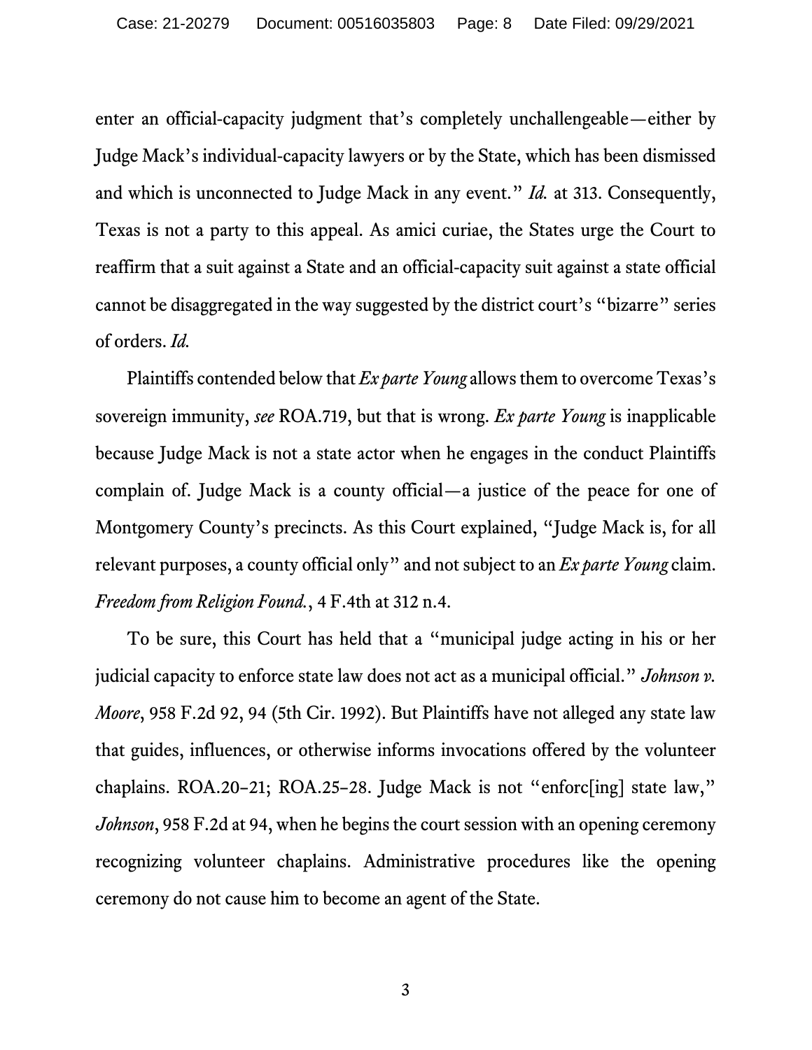enter an official-capacity judgment that's completely unchallengeable—either by Judge Mack's individual-capacity lawyers or by the State, which has been dismissed and which is unconnected to Judge Mack in any event." *Id.* at 313. Consequently, Texas is not a party to this appeal. As amici curiae, the States urge the Court to reaffirm that a suit against a State and an official-capacity suit against a state official cannot be disaggregated in the way suggested by the district court's "bizarre" series of orders. *Id.*

Plaintiffs contended below that *Ex parte Young* allows them to overcome Texas's sovereign immunity, *see* ROA.719, but that is wrong. *Ex parte Young* is inapplicable because Judge Mack is not a state actor when he engages in the conduct Plaintiffs complain of. Judge Mack is a county official—a justice of the peace for one of Montgomery County's precincts. As this Court explained, "Judge Mack is, for all relevant purposes, a county official only" and not subject to an *Ex parte Young* claim. *Freedom from Religion Found.*, 4 F.4th at 312 n.4.

To be sure, this Court has held that a "municipal judge acting in his or her judicial capacity to enforce state law does not act as a municipal official." *Johnson v. Moore*, 958 F.2d 92, 94 (5th Cir. 1992). But Plaintiffs have not alleged any state law that guides, influences, or otherwise informs invocations offered by the volunteer chaplains. ROA.20–21; ROA.25–28. Judge Mack is not "enforc[ing] state law," *Johnson*, 958 F.2d at 94, when he begins the court session with an opening ceremony recognizing volunteer chaplains. Administrative procedures like the opening ceremony do not cause him to become an agent of the State.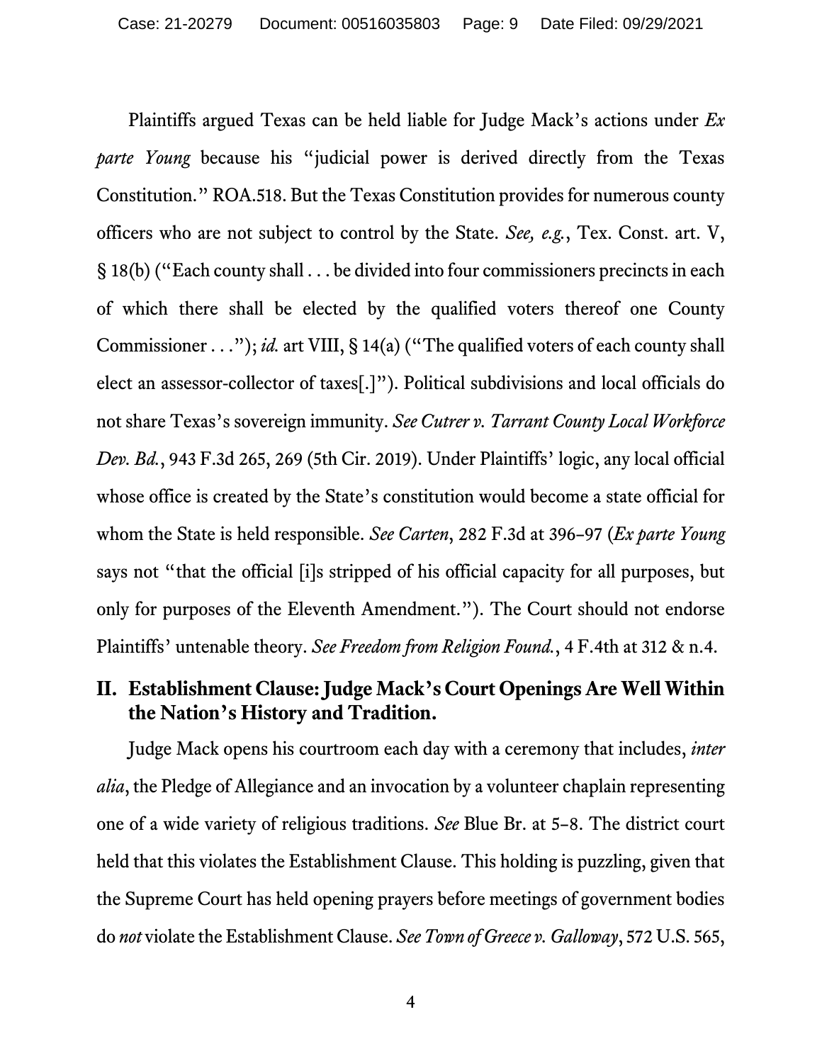Plaintiffs argued Texas can be held liable for Judge Mack's actions under *Ex parte Young* because his "judicial power is derived directly from the Texas Constitution." ROA.518. But the Texas Constitution provides for numerous county officers who are not subject to control by the State. *See, e.g.*, Tex. Const. art. V, § 18(b) ("Each county shall . . . be divided into four commissioners precincts in each of which there shall be elected by the qualified voters thereof one County Commissioner . . ."); *id.* art VIII, § 14(a) ("The qualified voters of each county shall elect an assessor-collector of taxes[.]"). Political subdivisions and local officials do not share Texas's sovereign immunity. *See Cutrer v. Tarrant County Local Workforce Dev. Bd.*, 943 F.3d 265, 269 (5th Cir. 2019). Under Plaintiffs' logic, any local official whose office is created by the State's constitution would become a state official for whom the State is held responsible. *See Carten*, 282 F.3d at 396–97 (*Ex parte Young* says not "that the official [i]s stripped of his official capacity for all purposes, but only for purposes of the Eleventh Amendment."). The Court should not endorse Plaintiffs' untenable theory. *See Freedom from Religion Found.*, 4 F.4th at 312 & n.4.

## II. Establishment Clause: Judge Mack's Court Openings Are Well Within the Nation's History and Tradition.

Judge Mack opens his courtroom each day with a ceremony that includes, *inter alia*, the Pledge of Allegiance and an invocation by a volunteer chaplain representing one of a wide variety of religious traditions. *See* Blue Br. at 5–8. The district court held that this violates the Establishment Clause. This holding is puzzling, given that the Supreme Court has held opening prayers before meetings of government bodies do *not* violate the Establishment Clause. *See Town of Greece v. Galloway*, 572 U.S. 565,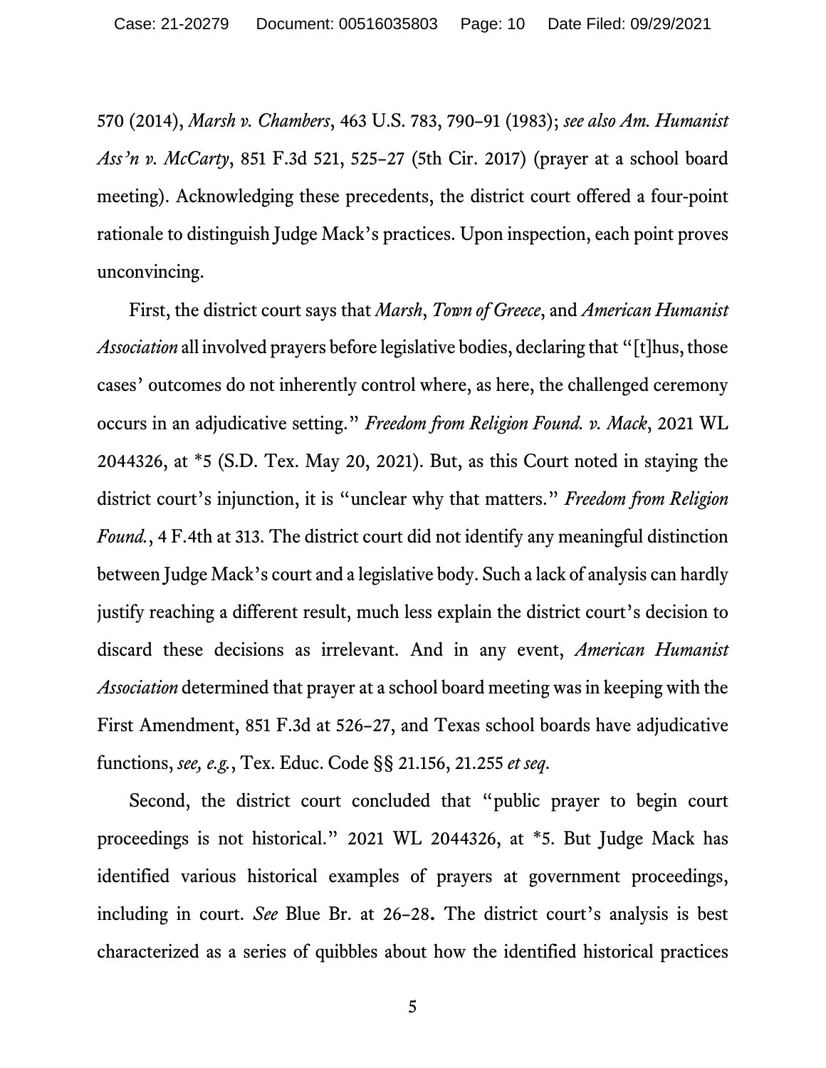570 (2014), *Marsh v. Chambers*, 463 U.S. 783, 790–91 (1983); *see also Am. Humanist Ass'n v. McCarty*, 851 F.3d 521, 525–27 (5th Cir. 2017) (prayer at a school board meeting). Acknowledging these precedents, the district court offered a four-point rationale to distinguish Judge Mack's practices. Upon inspection, each point proves unconvincing.

First, the district court says that *Marsh*, *Town of Greece*, and *American Humanist Association* all involved prayers before legislative bodies, declaring that "[t]hus, those cases' outcomes do not inherently control where, as here, the challenged ceremony occurs in an adjudicative setting." *Freedom from Religion Found. v. Mack*, 2021 WL 2044326, at *5 (S.D. Tex. May 20, 2021). But, as this Court noted in staying the district court's injunction, it is "unclear why that matters." *Freedom from Religion Found.*, 4 F.4th at 313. The district court did not identify any meaningful distinction between Judge Mack's court and a legislative body. Such a lack of analysis can hardly justify reaching a different result, much less explain the district court's decision to discard these decisions as irrelevant. And in any event, *American Humanist Association* determined that prayer at a school board meeting was in keeping with the First Amendment, 851 F.3d at 526–27, and Texas school boards have adjudicative functions, *see, e.g.*, Tex. Educ. Code §§ 21.156, 21.255 *et seq*.

Second, the district court concluded that "public prayer to begin court proceedings is not historical." 2021 WL 2044326, at *5. But Judge Mack has identified various historical examples of prayers at government proceedings, including in court. *See* Blue Br. at 26–28. The district court's analysis is best characterized as a series of quibbles about how the identified historical practices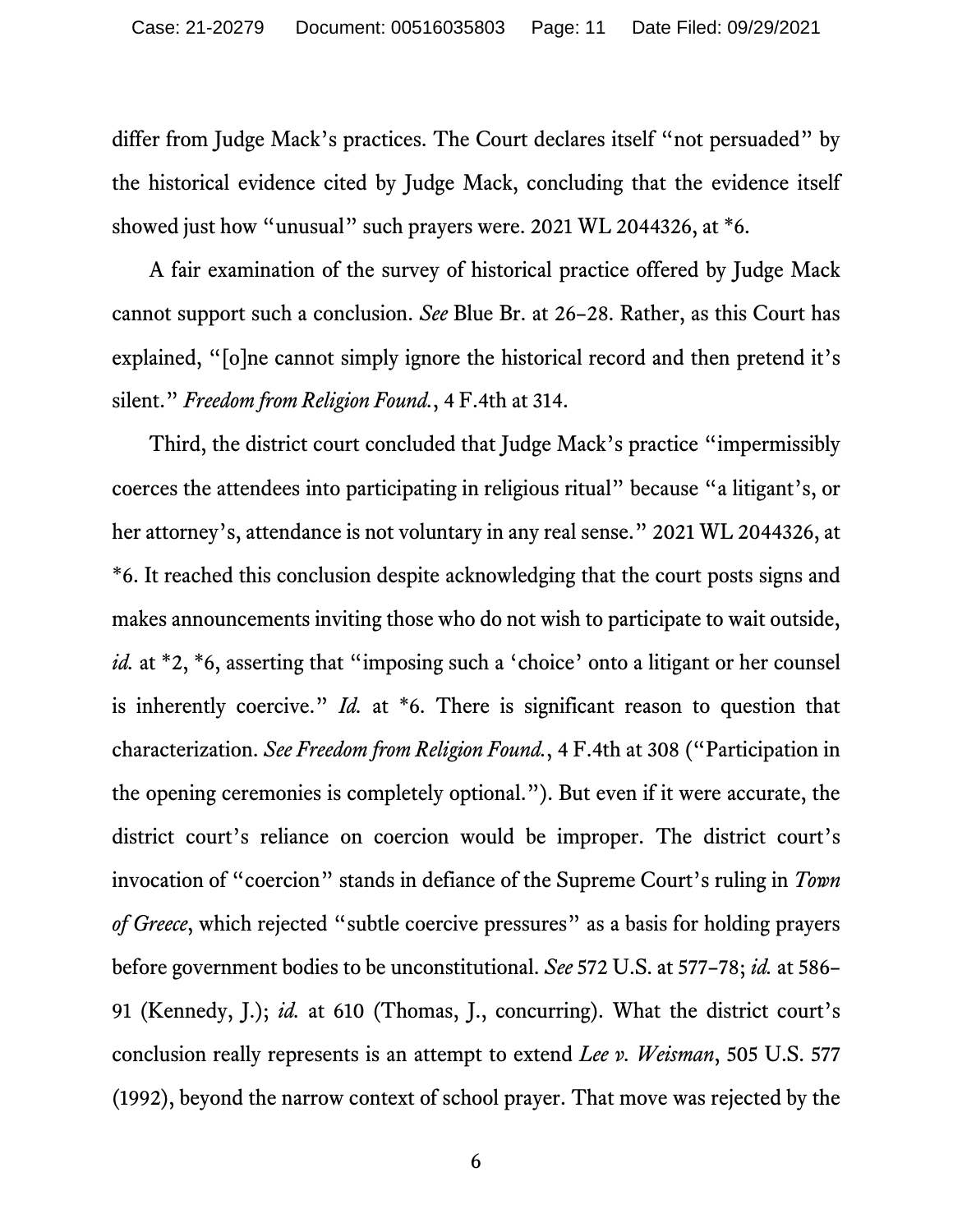differ from Judge Mack's practices. The Court declares itself "not persuaded" by the historical evidence cited by Judge Mack, concluding that the evidence itself showed just how "unusual" such prayers were. 2021 WL 2044326, at *6.

A fair examination of the survey of historical practice offered by Judge Mack cannot support such a conclusion. *See* Blue Br. at 26–28. Rather, as this Court has explained, "[o]ne cannot simply ignore the historical record and then pretend it's silent." *Freedom from Religion Found.*, 4 F.4th at 314.

Third, the district court concluded that Judge Mack's practice "impermissibly coerces the attendees into participating in religious ritual" because "a litigant's, or her attorney's, attendance is not voluntary in any real sense." 2021 WL 2044326, at *6. It reached this conclusion despite acknowledging that the court posts signs and makes announcements inviting those who do not wish to participate to wait outside, *id.* at *2, *6, asserting that "imposing such a 'choice' onto a litigant or her counsel is inherently coercive." *Id.* at *6. There is significant reason to question that characterization. *See Freedom from Religion Found.*, 4 F.4th at 308 ("Participation in the opening ceremonies is completely optional."). But even if it were accurate, the district court's reliance on coercion would be improper. The district court's invocation of "coercion" stands in defiance of the Supreme Court's ruling in *Town of Greece*, which rejected "subtle coercive pressures" as a basis for holding prayers before government bodies to be unconstitutional. *See* 572 U.S. at 577–78; *id.* at 586–91 (Kennedy, J.); *id.* at 610 (Thomas, J., concurring). What the district court's conclusion really represents is an attempt to extend *Lee v. Weisman*, 505 U.S. 577 (1992), beyond the narrow context of school prayer. That move was rejected by the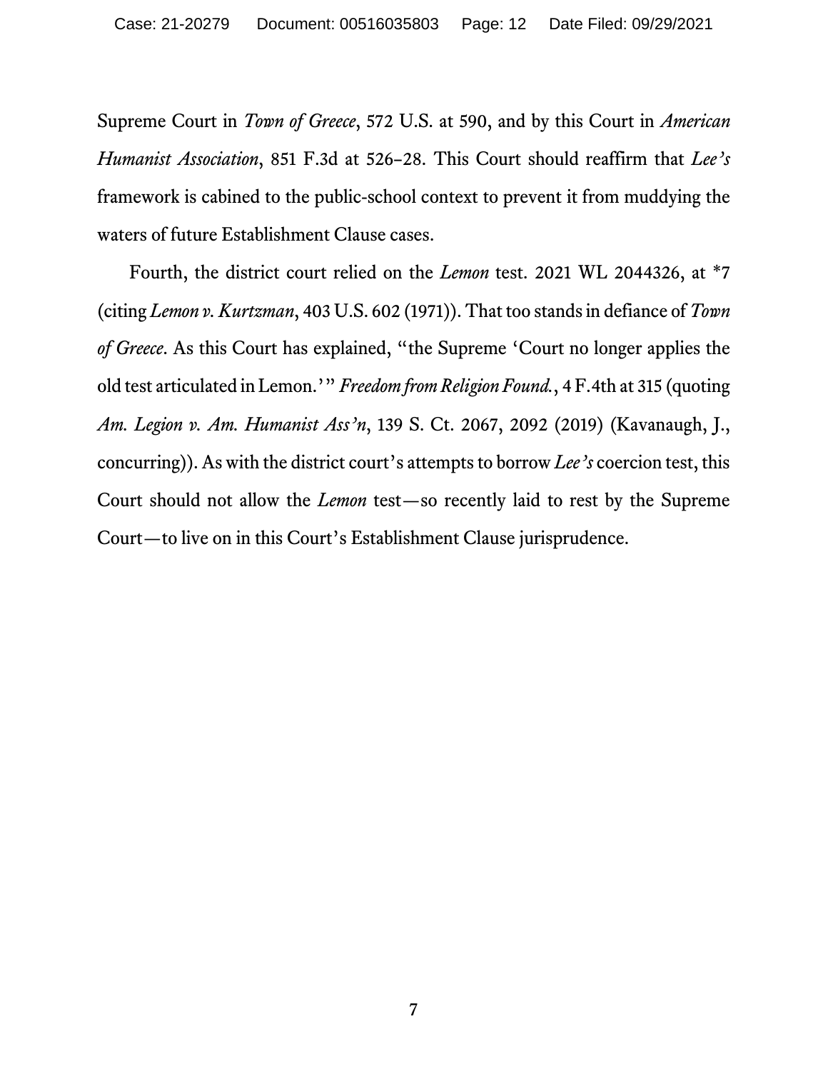Supreme Court in *Town of Greece*, 572 U.S. at 590, and by this Court in *American Humanist Association*, 851 F.3d at 526–28. This Court should reaffirm that *Lee's* framework is cabined to the public-school context to prevent it from muddying the waters of future Establishment Clause cases.

Fourth, the district court relied on the *Lemon* test. 2021 WL 2044326, at *7 (citing *Lemon v. Kurtzman*, 403 U.S. 602 (1971)). That too stands in defiance of *Town of Greece*. As this Court has explained, "the Supreme 'Court no longer applies the old test articulated in Lemon.'" *Freedom from Religion Found.*, 4 F.4th at 315 (quoting *Am. Legion v. Am. Humanist Ass'n*, 139 S. Ct. 2067, 2092 (2019) (Kavanaugh, J., concurring)). As with the district court's attempts to borrow *Lee's* coercion test, this Court should not allow the *Lemon* test—so recently laid to rest by the Supreme Court—to live on in this Court's Establishment Clause jurisprudence.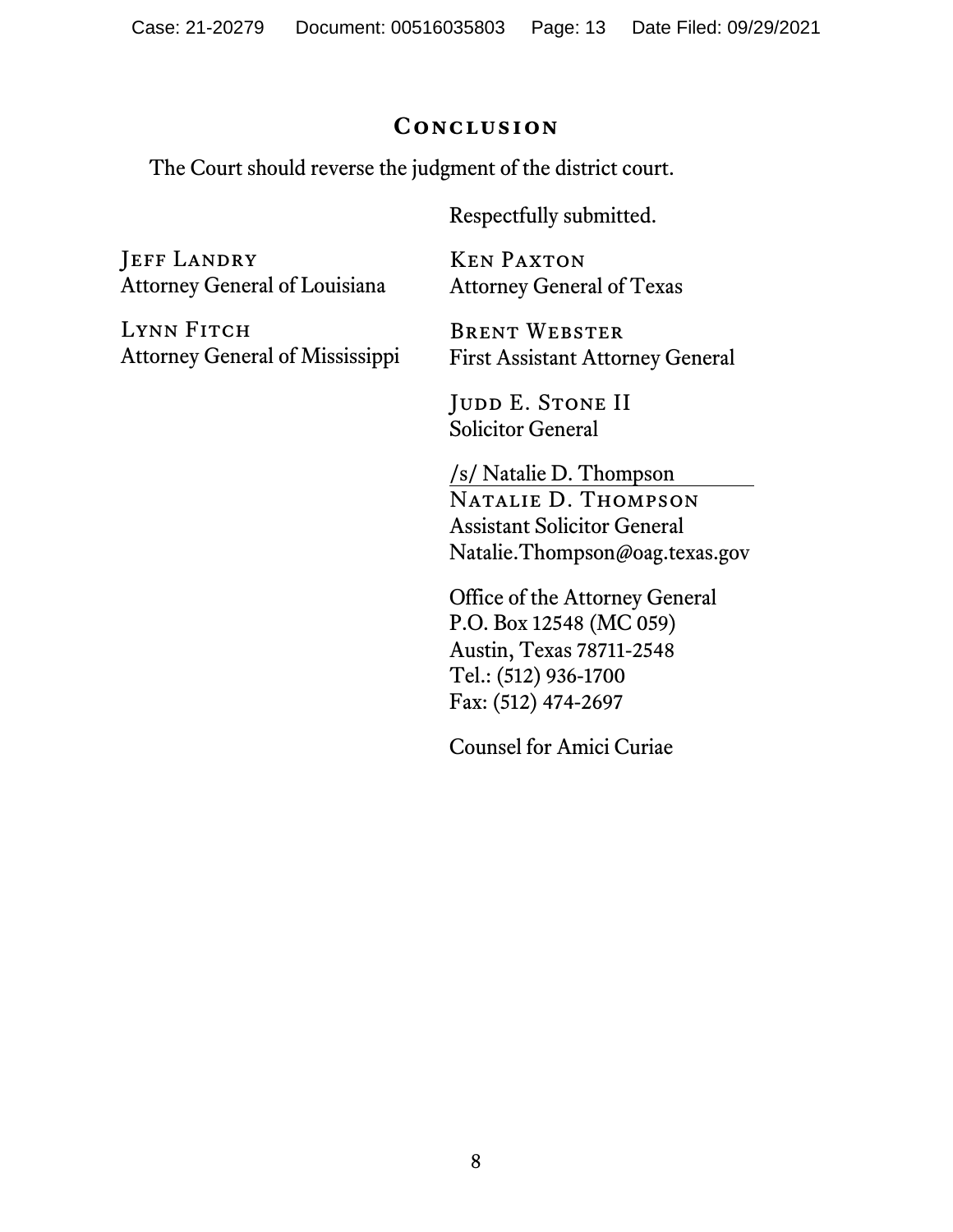## Conclusion

The Court should reverse the judgment of the district court.

Respectfully submitted.

Ken Paxton
Attorney General of Texas

Brent Webster
First Assistant Attorney General

Judd E. Stone II
Solicitor General

/s/ Natalie D. Thompson
Natalie D. Thompson
Assistant Solicitor General
Natalie.Thompson@oag.texas.gov

Office of the Attorney General
P.O. Box 12548 (MC 059)
Austin, Texas 78711-2548
Tel.: (512) 936-1700
Fax: (512) 474-2697

Counsel for Amici Curiae

Jeff Landry
Attorney General of Louisiana

Lynn Fitch
Attorney General of Mississippi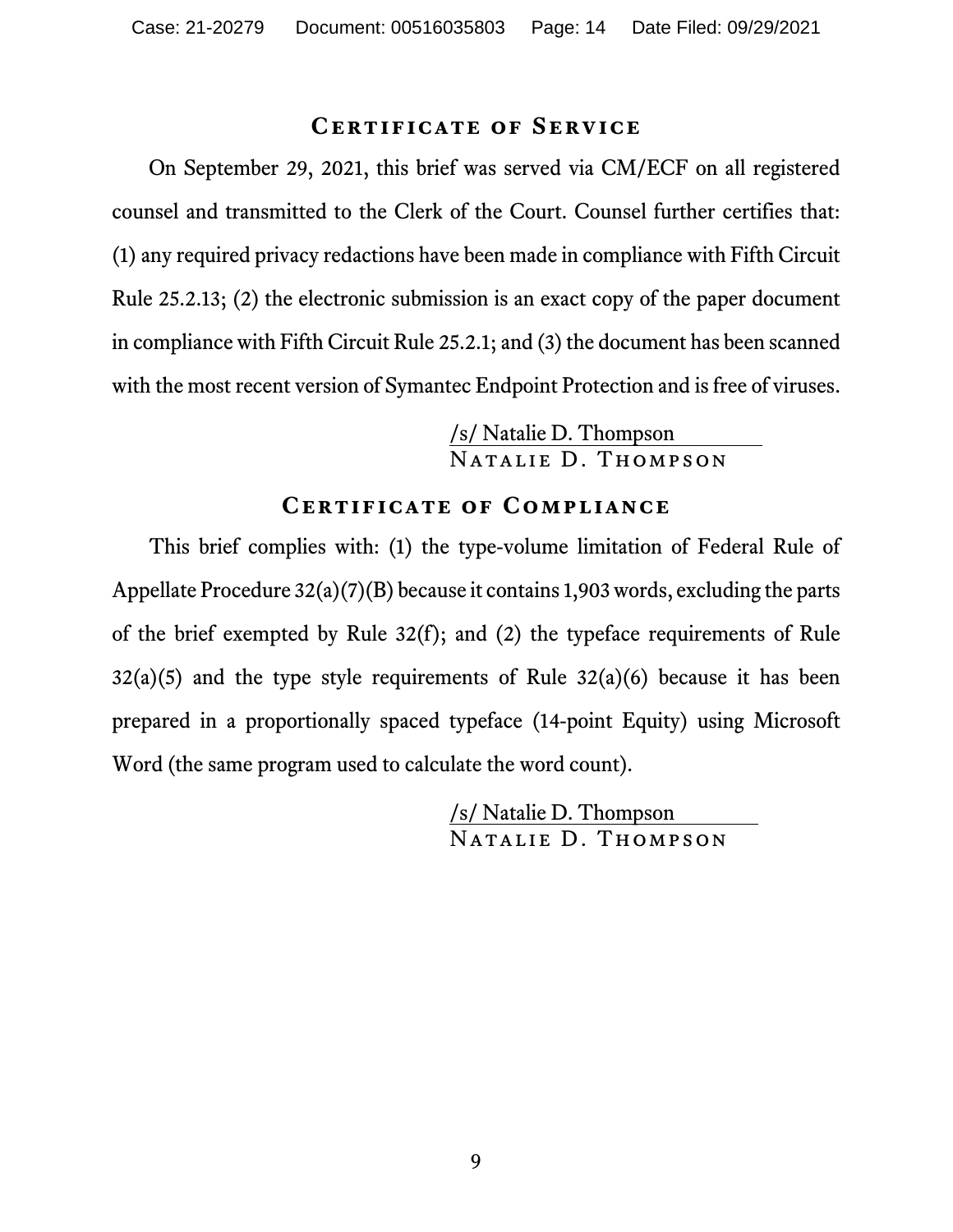## Certificate of Service

On September 29, 2021, this brief was served via CM/ECF on all registered counsel and transmitted to the Clerk of the Court. Counsel further certifies that: (1) any required privacy redactions have been made in compliance with Fifth Circuit Rule 25.2.13; (2) the electronic submission is an exact copy of the paper document in compliance with Fifth Circuit Rule 25.2.1; and (3) the document has been scanned with the most recent version of Symantec Endpoint Protection and is free of viruses.

/s/ Natalie D. Thompson
NATALIE D. THOMPSON

## Certificate of Compliance

This brief complies with: (1) the type-volume limitation of Federal Rule of Appellate Procedure 32(a)(7)(B) because it contains 1,903 words, excluding the parts of the brief exempted by Rule 32(f); and (2) the typeface requirements of Rule 32(a)(5) and the type style requirements of Rule 32(a)(6) because it has been prepared in a proportionally spaced typeface (14-point Equity) using Microsoft Word (the same program used to calculate the word count).

/s/ Natalie D. Thompson
NATALIE D. THOMPSON